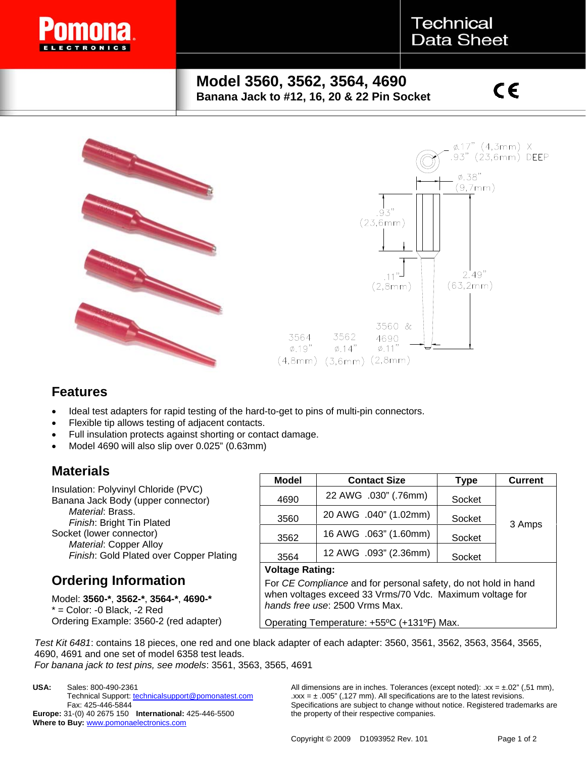# Technical Data Sheet

## Model 3560, 3562, 3564, 4690

**Banana Jack to #12, 16, 20 & 22 Pin Socket**

ø.17" (4,3mm) X .93" (23,6mm) DEEP

ø.38" (9,7mm)

.93" (23,6mm)

.11" (2,8mm)

2.49" (63,2mm)

3564 ø.19" (4,8mm) | 3562 ø.14" (3,6mm) | 3560 & 4690 ø.11" (2,8mm)

## Features

- Ideal test adapters for rapid testing of the hard-to-get to pins of multi-pin connectors.
- Flexible tip allows testing of adjacent contacts.
- Full insulation protects against shorting or contact damage.
- Model 4690 will also slip over 0.025" (0.63mm)

## Materials

Insulation: Polyvinyl Chloride (PVC)
Banana Jack Body (upper connector)
*Material*: Brass.
*Finish*: Bright Tin Plated
Socket (lower connector)
*Material*: Copper Alloy
*Finish*: Gold Plated over Copper Plating

| Model | Contact Size | Type | Current |
|---|---|---|---|
| 4690 | 22 AWG .030" (.76mm) | Socket | 3 Amps |
| 3560 | 20 AWG .040" (1.02mm) | Socket | |
| 3562 | 16 AWG .063" (1.60mm) | Socket | |
| 3564 | 12 AWG .093" (2.36mm) | Socket | |

**Voltage Rating:**

For *CE Compliance* and for personal safety, do not hold in hand when voltages exceed 33 Vrms/70 Vdc. Maximum voltage for *hands free use*: 2500 Vrms Max.

Operating Temperature: +55ºC (+131ºF) Max.

## Ordering Information

Model: **3560-\***, **3562-\***, **3564-\***, **4690-\***
\* = Color: -0 Black, -2 Red
Ordering Example: 3560-2 (red adapter)

*Test Kit 6481*: contains 18 pieces, one red and one black adapter of each adapter: 3560, 3561, 3562, 3563, 3564, 3565, 4690, 4691 and one set of model 6358 test leads.
*For banana jack to test pins, see models*: 3561, 3563, 3565, 4691

**USA:** Sales: 800-490-2361
Technical Support: technicalsupport@pomonatest.com
Fax: 425-446-5844
**Europe:** 31-(0) 40 2675 150 **International:** 425-446-5500
**Where to Buy:** www.pomonaelectronics.com

All dimensions are in inches. Tolerances (except noted): .xx = ±.02" (,51 mm), .xxx = ± .005" (,127 mm). All specifications are to the latest revisions. Specifications are subject to change without notice. Registered trademarks are the property of their respective companies.

Copyright © 2009 D1093952 Rev. 101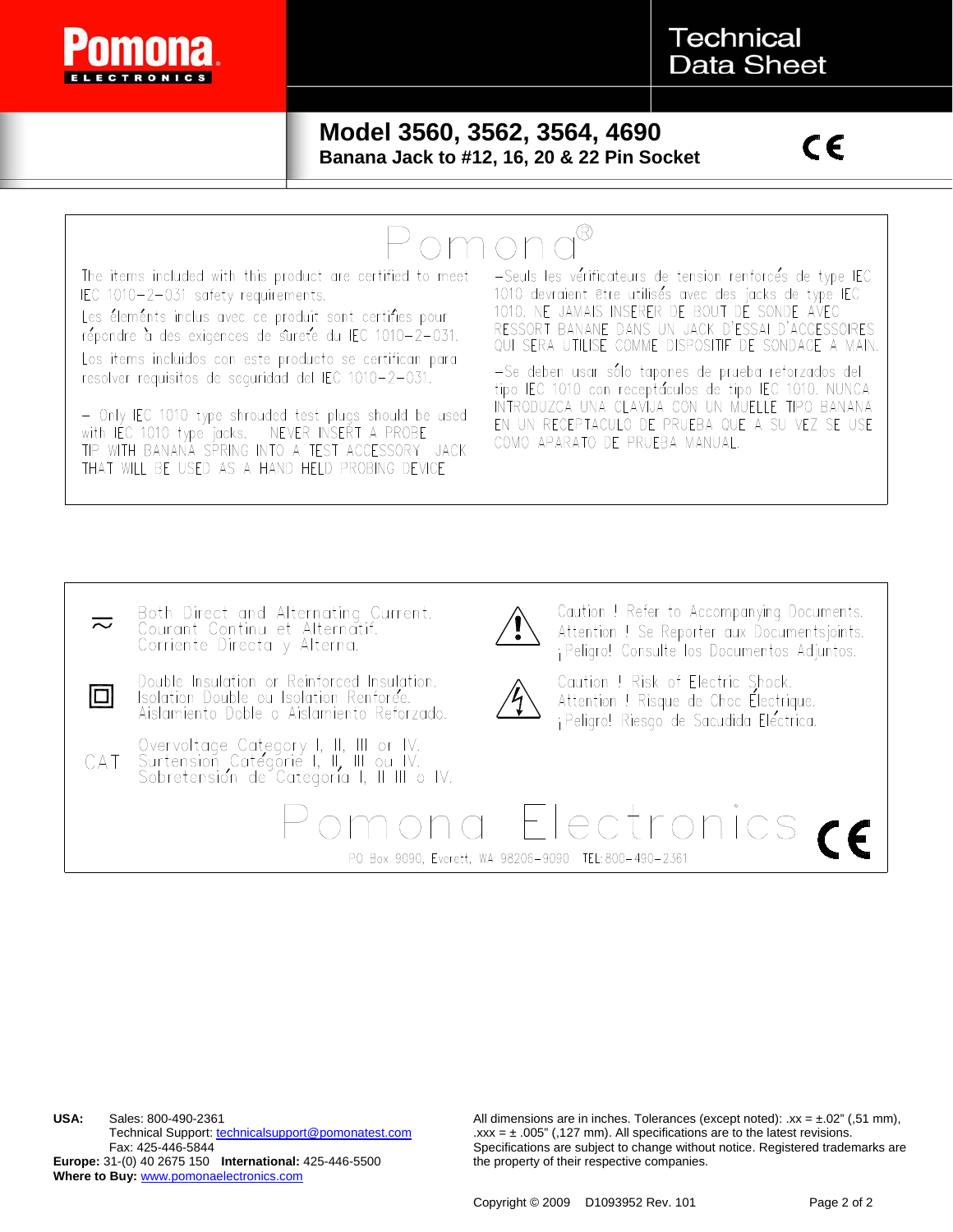Technical Data Sheet

# Model 3560, 3562, 3564, 4690

**Banana Jack to #12, 16, 20 & 22 Pin Socket**

CE

Pomona®

The items included with this product are certified to meet IEC 1010-2-031 safety requirements.

Les éléments inclus avec ce produit sont certifiés pour répondre à des exigences de sûreté du IEC 1010-2-031.

Los items incluidos con este producto se certifican para resolver requisitos de seguridad del IEC 1010-2-031.

- Only IEC 1010 type shrouded test plugs should be used with IEC 1010 type jacks. NEVER INSERT A PROBE TIP WITH BANANA SPRING INTO A TEST ACCESSORY JACK THAT WILL BE USED AS A HAND HELD PROBING DEVICE

-Seuls les vérificateurs de tension renforcés de type IEC 1010 devraient être utilisés avec des jacks de type IEC 1010. NE JAMAIS INSERER DE BOUT DE SONDE AVEC RESSORT BANANE DANS UN JACK D'ESSAI D'ACCESSOIRES QUI SERA UTILISE COMME DISPOSITIF DE SONDAGE A MAIN.

-Se deben usar sólo tapones de prueba reforzados del tipo IEC 1010 con receptáculos de tipo IEC 1010. NUNCA INTRODUZCA UNA CLAVIJA CON UN MUELLE TIPO BANANA EN UN RECEPTACULO DE PRUEBA QUE A SU VEZ SE USE COMO APARATO DE PRUEBA MANUAL.

| | |
|---|---|
| ⎓ | Both Direct and Alternating Current. Courant Continu et Alternatif. Corriente Directa y Alterna. |
| ⧈ | Double Insulation or Reinforced Insulation. Isolation Double ou Isolation Renforcée. Aislamiento Doble o Aislamiento Reforzado. |
| CAT | Overvoltage Category I, II, III or IV. Surtension Catégorie I, II, III ou IV. Sobretensión de Categoría I, II III o IV. |
| ⚠ | Caution ! Refer to Accompanying Documents. Attention ! Se Reporter aux Documentsjoints. ¡Peligro! Consulte los Documentos Adjuntos. |
| ⚡ | Caution ! Risk of Electric Shock. Attention ! Risque de Choc Électrique. ¡Peligro! Riesgo de Sacudida Eléctrica. |

Pomona Electronics CE

PO Box 9090, Everett, WA 98206-9090 TEL:800-490-2361

**USA:** Sales: 800-490-2361
Technical Support: technicalsupport@pomonatest.com
Fax: 425-446-5844
**Europe:** 31-(0) 40 2675 150 **International:** 425-446-5500
**Where to Buy:** www.pomonaelectronics.com

All dimensions are in inches. Tolerances (except noted): .xx = ±.02" (,51 mm), .xxx = ± .005" (,127 mm). All specifications are to the latest revisions. Specifications are subject to change without notice. Registered trademarks are the property of their respective companies.

Copyright © 2009 D1093952 Rev. 101